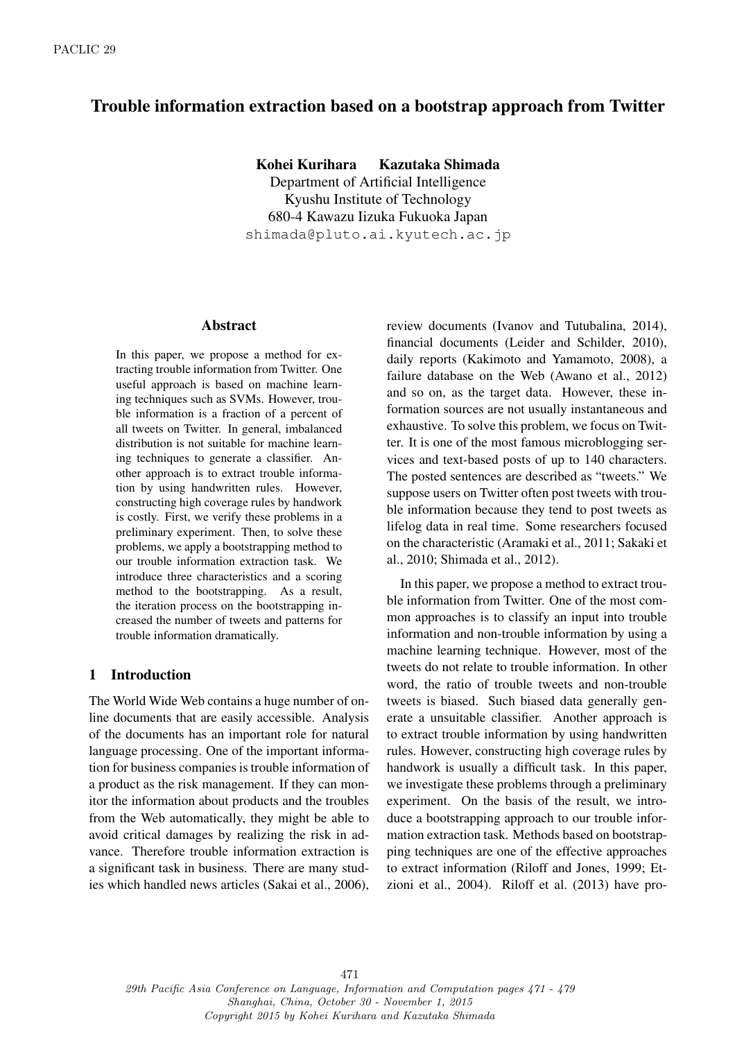# Trouble information extraction based on a bootstrap approach from Twitter

**Kohei Kurihara** **Kazutaka Shimada**
Department of Artificial Intelligence
Kyushu Institute of Technology
680-4 Kawazu Iizuka Fukuoka Japan
shimada@pluto.ai.kyutech.ac.jp

## Abstract

In this paper, we propose a method for extracting trouble information from Twitter. One useful approach is based on machine learning techniques such as SVMs. However, trouble information is a fraction of a percent of all tweets on Twitter. In general, imbalanced distribution is not suitable for machine learning techniques to generate a classifier. Another approach is to extract trouble information by using handwritten rules. However, constructing high coverage rules by handwork is costly. First, we verify these problems in a preliminary experiment. Then, to solve these problems, we apply a bootstrapping method to our trouble information extraction task. We introduce three characteristics and a scoring method to the bootstrapping. As a result, the iteration process on the bootstrapping increased the number of tweets and patterns for trouble information dramatically.

## 1 Introduction

The World Wide Web contains a huge number of online documents that are easily accessible. Analysis of the documents has an important role for natural language processing. One of the important information for business companies is trouble information of a product as the risk management. If they can monitor the information about products and the troubles from the Web automatically, they might be able to avoid critical damages by realizing the risk in advance. Therefore trouble information extraction is a significant task in business. There are many studies which handled news articles (Sakai et al., 2006), review documents (Ivanov and Tutubalina, 2014), financial documents (Leider and Schilder, 2010), daily reports (Kakimoto and Yamamoto, 2008), a failure database on the Web (Awano et al., 2012) and so on, as the target data. However, these information sources are not usually instantaneous and exhaustive. To solve this problem, we focus on Twitter. It is one of the most famous microblogging services and text-based posts of up to 140 characters. The posted sentences are described as "tweets." We suppose users on Twitter often post tweets with trouble information because they tend to post tweets as lifelog data in real time. Some researchers focused on the characteristic (Aramaki et al., 2011; Sakaki et al., 2010; Shimada et al., 2012).

In this paper, we propose a method to extract trouble information from Twitter. One of the most common approaches is to classify an input into trouble information and non-trouble information by using a machine learning technique. However, most of the tweets do not relate to trouble information. In other word, the ratio of trouble tweets and non-trouble tweets is biased. Such biased data generally generate a unsuitable classifier. Another approach is to extract trouble information by using handwritten rules. However, constructing high coverage rules by handwork is usually a difficult task. In this paper, we investigate these problems through a preliminary experiment. On the basis of the result, we introduce a bootstrapping approach to our trouble information extraction task. Methods based on bootstrapping techniques are one of the effective approaches to extract information (Riloff and Jones, 1999; Etzioni et al., 2004). Riloff et al. (2013) have pro-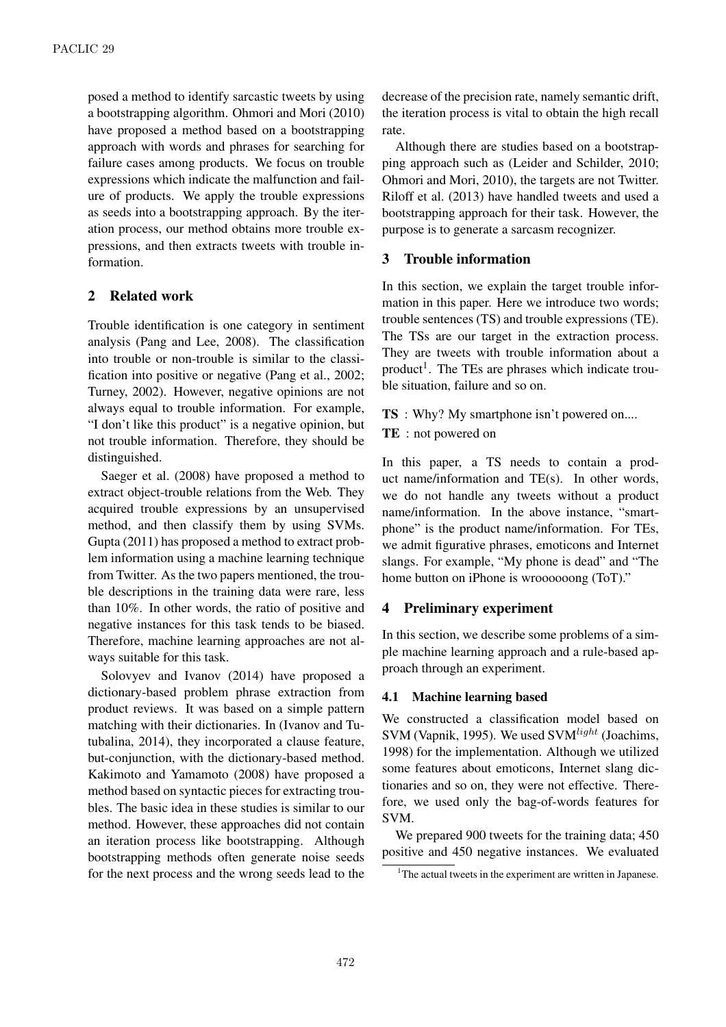posed a method to identify sarcastic tweets by using a bootstrapping algorithm. Ohmori and Mori (2010) have proposed a method based on a bootstrapping approach with words and phrases for searching for failure cases among products. We focus on trouble expressions which indicate the malfunction and failure of products. We apply the trouble expressions as seeds into a bootstrapping approach. By the iteration process, our method obtains more trouble expressions, and then extracts tweets with trouble information.

## 2 Related work

Trouble identification is one category in sentiment analysis (Pang and Lee, 2008). The classification into trouble or non-trouble is similar to the classification into positive or negative (Pang et al., 2002; Turney, 2002). However, negative opinions are not always equal to trouble information. For example, "I don't like this product" is a negative opinion, but not trouble information. Therefore, they should be distinguished.

Saeger et al. (2008) have proposed a method to extract object-trouble relations from the Web. They acquired trouble expressions by an unsupervised method, and then classify them by using SVMs. Gupta (2011) has proposed a method to extract problem information using a machine learning technique from Twitter. As the two papers mentioned, the trouble descriptions in the training data were rare, less than 10%. In other words, the ratio of positive and negative instances for this task tends to be biased. Therefore, machine learning approaches are not always suitable for this task.

Solovyev and Ivanov (2014) have proposed a dictionary-based problem phrase extraction from product reviews. It was based on a simple pattern matching with their dictionaries. In (Ivanov and Tutubalina, 2014), they incorporated a clause feature, but-conjunction, with the dictionary-based method. Kakimoto and Yamamoto (2008) have proposed a method based on syntactic pieces for extracting troubles. The basic idea in these studies is similar to our method. However, these approaches did not contain an iteration process like bootstrapping. Although bootstrapping methods often generate noise seeds for the next process and the wrong seeds lead to the decrease of the precision rate, namely semantic drift, the iteration process is vital to obtain the high recall rate.

Although there are studies based on a bootstrapping approach such as (Leider and Schilder, 2010; Ohmori and Mori, 2010), the targets are not Twitter. Riloff et al. (2013) have handled tweets and used a bootstrapping approach for their task. However, the purpose is to generate a sarcasm recognizer.

## 3 Trouble information

In this section, we explain the target trouble information in this paper. Here we introduce two words; trouble sentences (TS) and trouble expressions (TE). The TSs are our target in the extraction process. They are tweets with trouble information about a product[1]. The TEs are phrases which indicate trouble situation, failure and so on.

**TS** : Why? My smartphone isn't powered on....

**TE** : not powered on

In this paper, a TS needs to contain a product name/information and TE(s). In other words, we do not handle any tweets without a product name/information. In the above instance, "smartphone" is the product name/information. For TEs, we admit figurative phrases, emoticons and Internet slangs. For example, "My phone is dead" and "The home button on iPhone is wroooooong (ToT)."

## 4 Preliminary experiment

In this section, we describe some problems of a simple machine learning approach and a rule-based approach through an experiment.

### 4.1 Machine learning based

We constructed a classification model based on SVM (Vapnik, 1995). We used SVM$^{light}$ (Joachims, 1998) for the implementation. Although we utilized some features about emoticons, Internet slang dictionaries and so on, they were not effective. Therefore, we used only the bag-of-words features for SVM.

We prepared 900 tweets for the training data; 450 positive and 450 negative instances. We evaluated

[1] The actual tweets in the experiment are written in Japanese.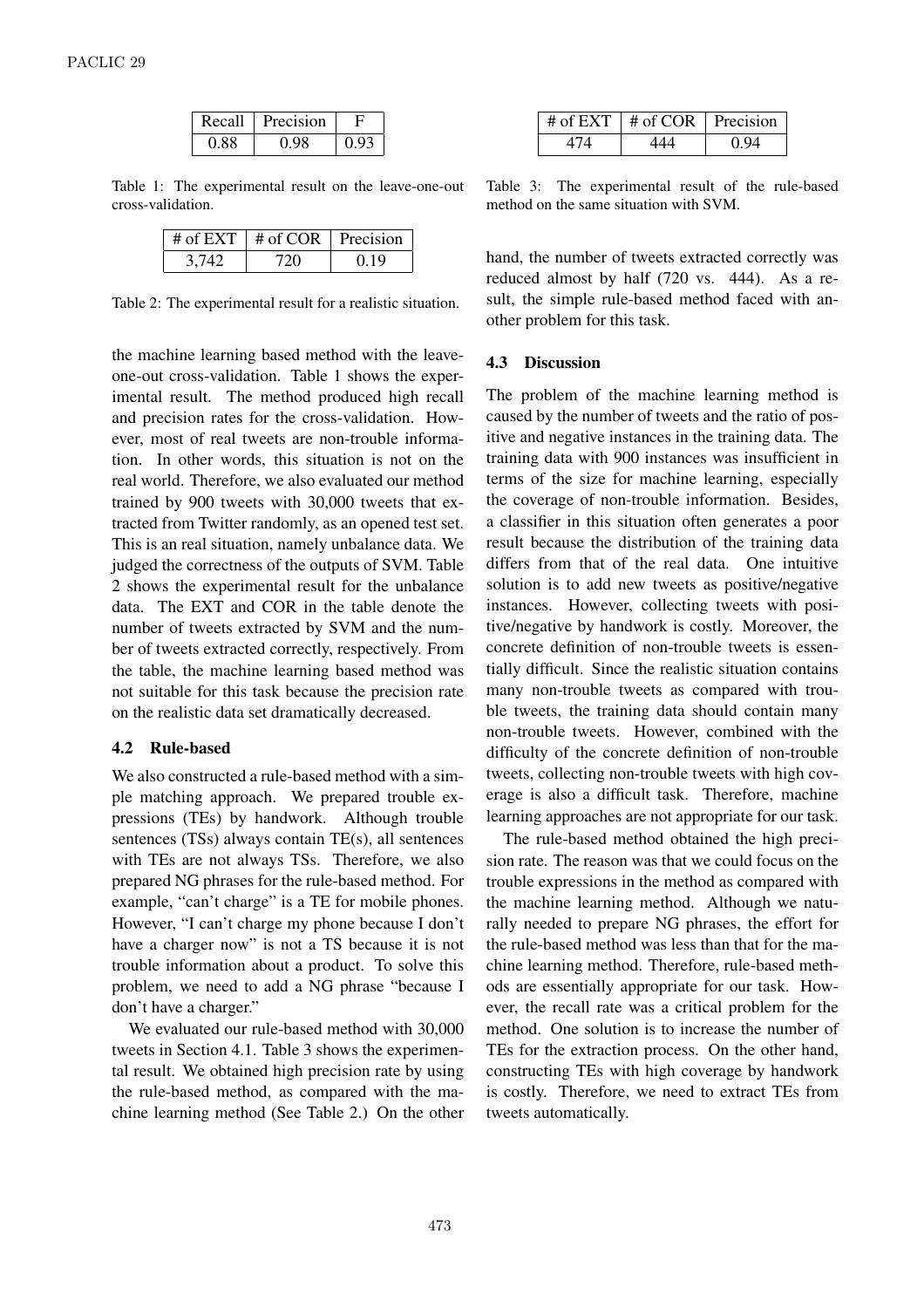| Recall | Precision | F |
|---|---|---|
| 0.88 | 0.98 | 0.93 |

Table 1: The experimental result on the leave-one-out cross-validation.

| # of EXT | # of COR | Precision |
|---|---|---|
| 3,742 | 720 | 0.19 |

Table 2: The experimental result for a realistic situation.

the machine learning based method with the leave-one-out cross-validation. Table 1 shows the experimental result. The method produced high recall and precision rates for the cross-validation. However, most of real tweets are non-trouble information. In other words, this situation is not on the real world. Therefore, we also evaluated our method trained by 900 tweets with 30,000 tweets that extracted from Twitter randomly, as an opened test set. This is an real situation, namely unbalance data. We judged the correctness of the outputs of SVM. Table 2 shows the experimental result for the unbalance data. The EXT and COR in the table denote the number of tweets extracted by SVM and the number of tweets extracted correctly, respectively. From the table, the machine learning based method was not suitable for this task because the precision rate on the realistic data set dramatically decreased.

### 4.2 Rule-based

We also constructed a rule-based method with a simple matching approach. We prepared trouble expressions (TEs) by handwork. Although trouble sentences (TSs) always contain TE(s), all sentences with TEs are not always TSs. Therefore, we also prepared NG phrases for the rule-based method. For example, "can't charge" is a TE for mobile phones. However, "I can't charge my phone because I don't have a charger now" is not a TS because it is not trouble information about a product. To solve this problem, we need to add a NG phrase "because I don't have a charger."

We evaluated our rule-based method with 30,000 tweets in Section 4.1. Table 3 shows the experimental result. We obtained high precision rate by using the rule-based method, as compared with the machine learning method (See Table 2.) On the other

| # of EXT | # of COR | Precision |
|---|---|---|
| 474 | 444 | 0.94 |

Table 3: The experimental result of the rule-based method on the same situation with SVM.

hand, the number of tweets extracted correctly was reduced almost by half (720 vs. 444). As a result, the simple rule-based method faced with another problem for this task.

### 4.3 Discussion

The problem of the machine learning method is caused by the number of tweets and the ratio of positive and negative instances in the training data. The training data with 900 instances was insufficient in terms of the size for machine learning, especially the coverage of non-trouble information. Besides, a classifier in this situation often generates a poor result because the distribution of the training data differs from that of the real data. One intuitive solution is to add new tweets as positive/negative instances. However, collecting tweets with positive/negative by handwork is costly. Moreover, the concrete definition of non-trouble tweets is essentially difficult. Since the realistic situation contains many non-trouble tweets as compared with trouble tweets, the training data should contain many non-trouble tweets. However, combined with the difficulty of the concrete definition of non-trouble tweets, collecting non-trouble tweets with high coverage is also a difficult task. Therefore, machine learning approaches are not appropriate for our task.

The rule-based method obtained the high precision rate. The reason was that we could focus on the trouble expressions in the method as compared with the machine learning method. Although we naturally needed to prepare NG phrases, the effort for the rule-based method was less than that for the machine learning method. Therefore, rule-based methods are essentially appropriate for our task. However, the recall rate was a critical problem for the method. One solution is to increase the number of TEs for the extraction process. On the other hand, constructing TEs with high coverage by handwork is costly. Therefore, we need to extract TEs from tweets automatically.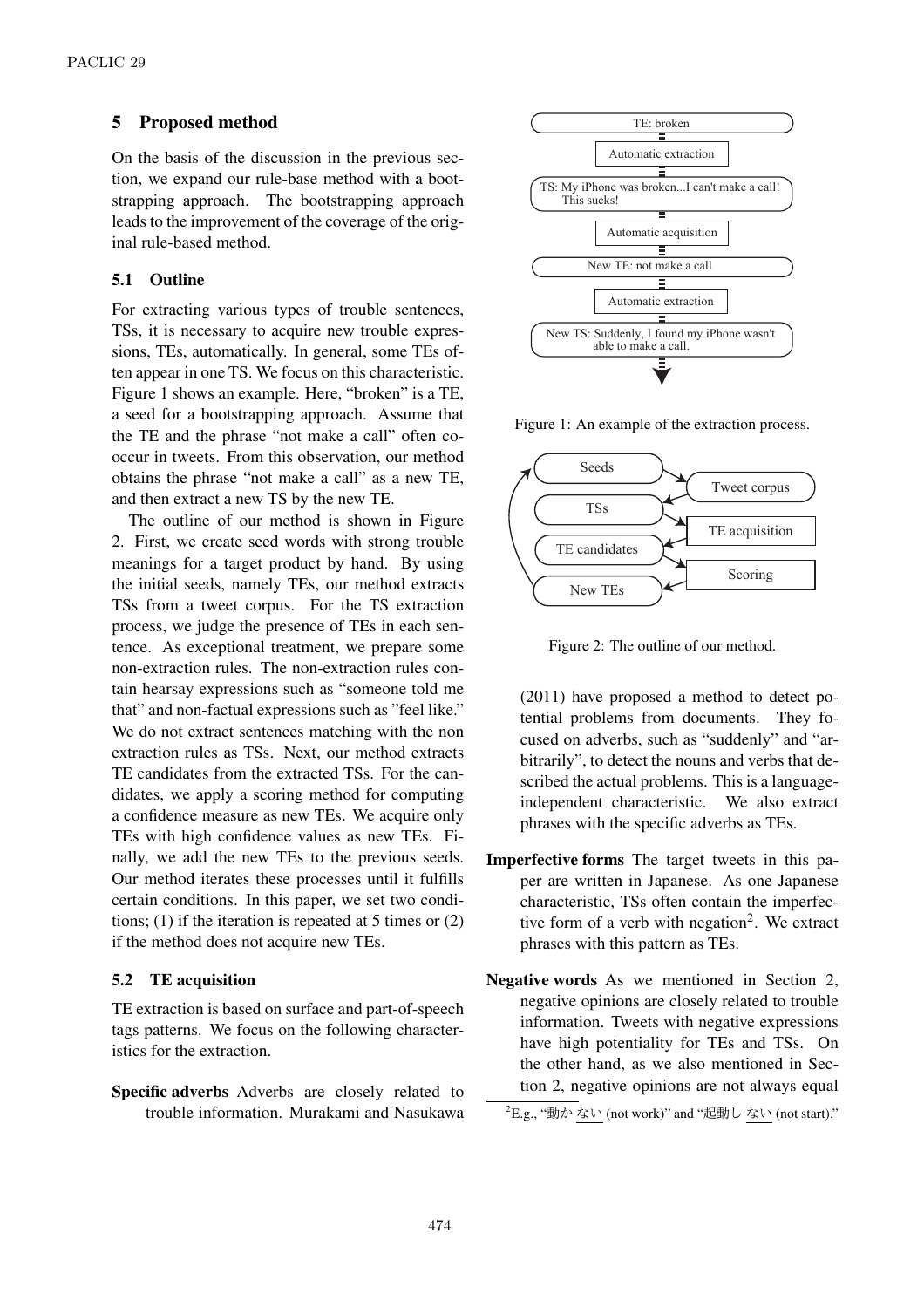## 5 Proposed method

On the basis of the discussion in the previous section, we expand our rule-base method with a bootstrapping approach. The bootstrapping approach leads to the improvement of the coverage of the original rule-based method.

### 5.1 Outline

For extracting various types of trouble sentences, TSs, it is necessary to acquire new trouble expressions, TEs, automatically. In general, some TEs often appear in one TS. We focus on this characteristic. Figure 1 shows an example. Here, "broken" is a TE, a seed for a bootstrapping approach. Assume that the TE and the phrase "not make a call" often cooccur in tweets. From this observation, our method obtains the phrase "not make a call" as a new TE, and then extract a new TS by the new TE.

The outline of our method is shown in Figure 2. First, we create seed words with strong trouble meanings for a target product by hand. By using the initial seeds, namely TEs, our method extracts TSs from a tweet corpus. For the TS extraction process, we judge the presence of TEs in each sentence. As exceptional treatment, we prepare some non-extraction rules. The non-extraction rules contain hearsay expressions such as "someone told me that" and non-factual expressions such as "feel like." We do not extract sentences matching with the non extraction rules as TSs. Next, our method extracts TE candidates from the extracted TSs. For the candidates, we apply a scoring method for computing a confidence measure as new TEs. We acquire only TEs with high confidence values as new TEs. Finally, we add the new TEs to the previous seeds. Our method iterates these processes until it fulfills certain conditions. In this paper, we set two conditions; (1) if the iteration is repeated at 5 times or (2) if the method does not acquire new TEs.

TE: broken → Automatic extraction → TS: My iPhone was broken...I can't make a call! This sucks! → Automatic acquisition → New TE: not make a call → Automatic extraction → New TS: Suddenly, I found my iPhone wasn't able to make a call.

Figure 1: An example of the extraction process.

Seeds → Tweet corpus → TSs → TE acquisition → TE candidates → Scoring → New TEs → Seeds

Figure 2: The outline of our method.

### 5.2 TE acquisition

TE extraction is based on surface and part-of-speech tags patterns. We focus on the following characteristics for the extraction.

**Specific adverbs** Adverbs are closely related to trouble information. Murakami and Nasukawa (2011) have proposed a method to detect potential problems from documents. They focused on adverbs, such as "suddenly" and "arbitrarily", to detect the nouns and verbs that described the actual problems. This is a language-independent characteristic. We also extract phrases with the specific adverbs as TEs.

**Imperfective forms** The target tweets in this paper are written in Japanese. As one Japanese characteristic, TSs often contain the imperfective form of a verb with negation[2]. We extract phrases with this pattern as TEs.

**Negative words** As we mentioned in Section 2, negative opinions are closely related to trouble information. Tweets with negative expressions have high potentiality for TEs and TSs. On the other hand, as we also mentioned in Section 2, negative opinions are not always equal

[2] E.g., "動か ない (not work)" and "起動し ない (not start)."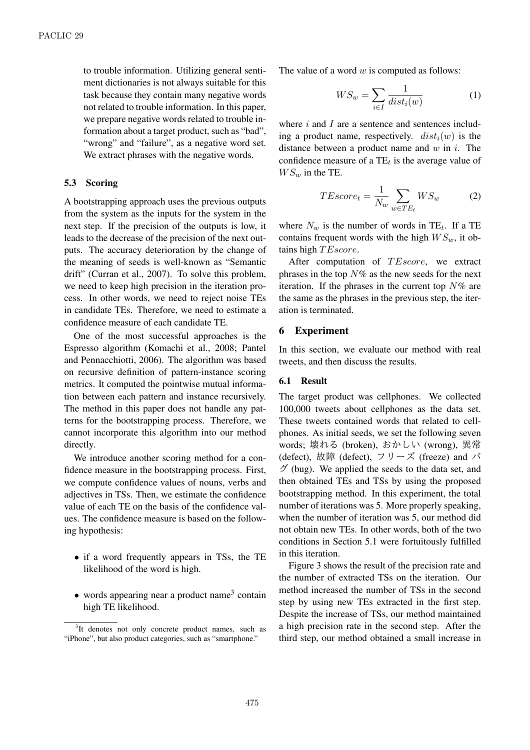to trouble information. Utilizing general sentiment dictionaries is not always suitable for this task because they contain many negative words not related to trouble information. In this paper, we prepare negative words related to trouble information about a target product, such as "bad", "wrong" and "failure", as a negative word set. We extract phrases with the negative words.

### 5.3 Scoring

A bootstrapping approach uses the previous outputs from the system as the inputs for the system in the next step. If the precision of the outputs is low, it leads to the decrease of the precision of the next outputs. The accuracy deterioration by the change of the meaning of seeds is well-known as "Semantic drift" (Curran et al., 2007). To solve this problem, we need to keep high precision in the iteration process. In other words, we need to reject noise TEs in candidate TEs. Therefore, we need to estimate a confidence measure of each candidate TE.

One of the most successful approaches is the Espresso algorithm (Komachi et al., 2008; Pantel and Pennacchiotti, 2006). The algorithm was based on recursive definition of pattern-instance scoring metrics. It computed the pointwise mutual information between each pattern and instance recursively. The method in this paper does not handle any patterns for the bootstrapping process. Therefore, we cannot incorporate this algorithm into our method directly.

We introduce another scoring method for a confidence measure in the bootstrapping process. First, we compute confidence values of nouns, verbs and adjectives in TSs. Then, we estimate the confidence value of each TE on the basis of the confidence values. The confidence measure is based on the following hypothesis:

- if a word frequently appears in TSs, the TE likelihood of the word is high.
- words appearing near a product name[3] contain high TE likelihood.

[3] It denotes not only concrete product names, such as "iPhone", but also product categories, such as "smartphone."

The value of a word $w$ is computed as follows:

$$WS_w = \sum_{i \in I} \frac{1}{dist_i(w)} \quad (1)$$

where $i$ and $I$ are a sentence and sentences including a product name, respectively. $dist_i(w)$ is the distance between a product name and $w$ in $i$. The confidence measure of a $\text{TE}_t$ is the average value of $WS_w$ in the TE.

$$TEscore_t = \frac{1}{N_w} \sum_{w \in TE_t} WS_w \quad (2)$$

where $N_w$ is the number of words in $\text{TE}_t$. If a TE contains frequent words with the high $WS_w$, it obtains high $TEscore$.

After computation of $TEscore$, we extract phrases in the top $N$% as the new seeds for the next iteration. If the phrases in the current top $N$% are the same as the phrases in the previous step, the iteration is terminated.

## 6 Experiment

In this section, we evaluate our method with real tweets, and then discuss the results.

### 6.1 Result

The target product was cellphones. We collected 100,000 tweets about cellphones as the data set. These tweets contained words that related to cellphones. As initial seeds, we set the following seven words; 壊れる (broken), おかしい (wrong), 異常 (defect), 故障 (defect), フリーズ (freeze) and バグ (bug). We applied the seeds to the data set, and then obtained TEs and TSs by using the proposed bootstrapping method. In this experiment, the total number of iterations was 5. More properly speaking, when the number of iteration was 5, our method did not obtain new TEs. In other words, both of the two conditions in Section 5.1 were fortuitously fulfilled in this iteration.

Figure 3 shows the result of the precision rate and the number of extracted TSs on the iteration. Our method increased the number of TSs in the second step by using new TEs extracted in the first step. Despite the increase of TSs, our method maintained a high precision rate in the second step. After the third step, our method obtained a small increase in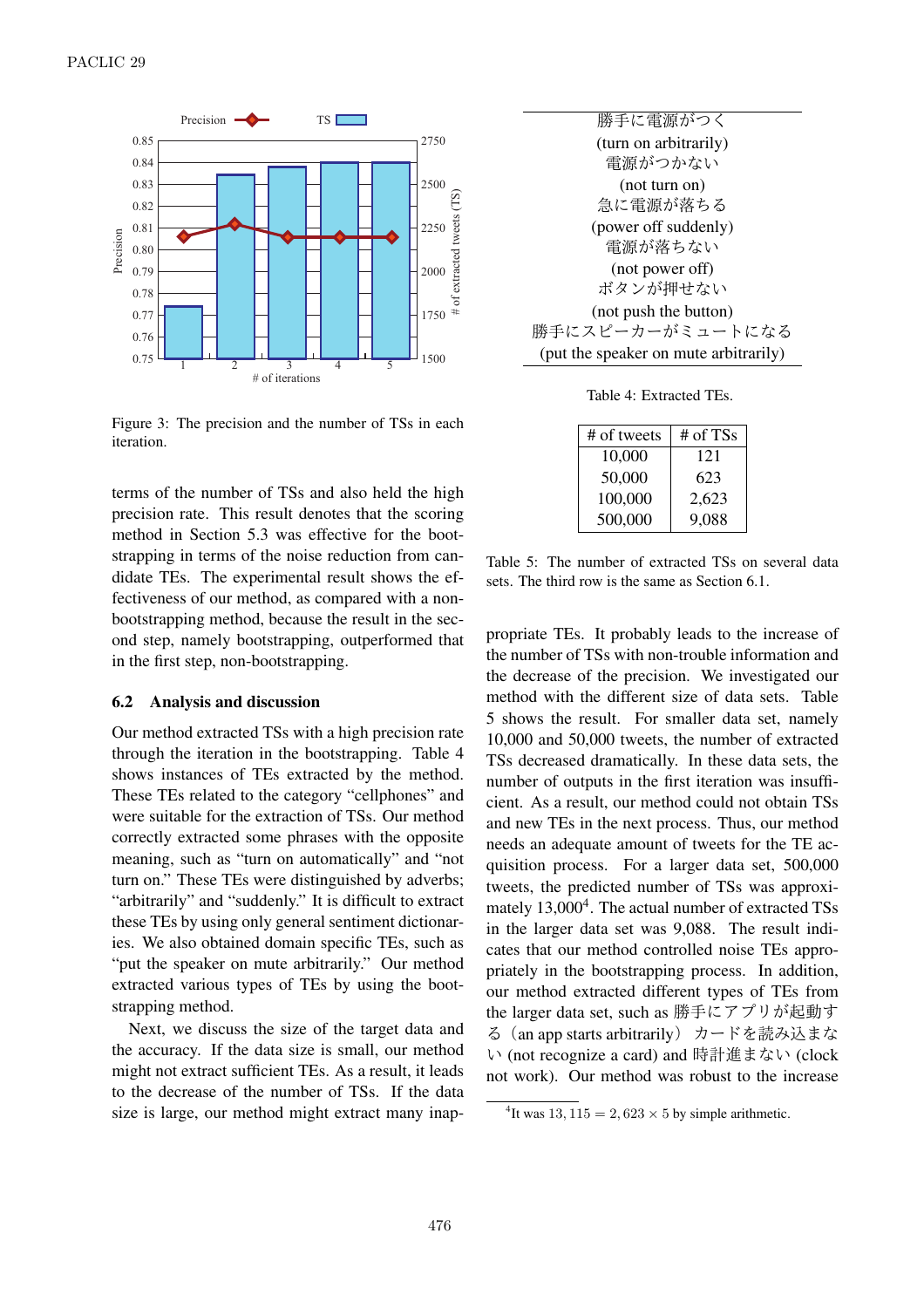Figure 3: The precision and the number of TSs in each iteration.

terms of the number of TSs and also held the high precision rate. This result denotes that the scoring method in Section 5.3 was effective for the bootstrapping in terms of the noise reduction from candidate TEs. The experimental result shows the effectiveness of our method, as compared with a non-bootstrapping method, because the result in the second step, namely bootstrapping, outperformed that in the first step, non-bootstrapping.

### 6.2 Analysis and discussion

Our method extracted TSs with a high precision rate through the iteration in the bootstrapping. Table 4 shows instances of TEs extracted by the method. These TEs related to the category “cellphones” and were suitable for the extraction of TSs. Our method correctly extracted some phrases with the opposite meaning, such as “turn on automatically” and “not turn on.” These TEs were distinguished by adverbs; “arbitrarily” and “suddenly.” It is difficult to extract these TEs by using only general sentiment dictionaries. We also obtained domain specific TEs, such as “put the speaker on mute arbitrarily.” Our method extracted various types of TEs by using the bootstrapping method.

Next, we discuss the size of the target data and the accuracy. If the data size is small, our method might not extract sufficient TEs. As a result, it leads to the decrease of the number of TSs. If the data size is large, our method might extract many inappropriate TEs. It probably leads to the increase of the number of TSs with non-trouble information and the decrease of the precision. We investigated our method with the different size of data sets. Table 5 shows the result. For smaller data set, namely 10,000 and 50,000 tweets, the number of extracted TSs decreased dramatically. In these data sets, the number of outputs in the first iteration was insufficient. As a result, our method could not obtain TSs and new TEs in the next process. Thus, our method needs an adequate amount of tweets for the TE acquisition process. For a larger data set, 500,000 tweets, the predicted number of TSs was approximately 13,000[4]. The actual number of extracted TSs in the larger data set was 9,088. The result indicates that our method controlled noise TEs appropriately in the bootstrapping process. In addition, our method extracted different types of TEs from the larger data set, such as 勝手にアプリが起動する（an app starts arbitrarily） カードを読み込まない (not recognize a card) and 時計進まない (clock not work). Our method was robust to the increase

| |
|---|
| 勝手に電源がつく<br>(turn on arbitrarily) |
| 電源がつかない<br>(not turn on) |
| 急に電源が落ちる<br>(power off suddenly) |
| 電源が落ちない<br>(not power off) |
| ボタンが押せない<br>(not push the button) |
| 勝手にスピーカーがミュートになる<br>(put the speaker on mute arbitrarily) |

Table 4: Extracted TEs.

| # of tweets | # of TSs |
|---|---|
| 10,000 | 121 |
| 50,000 | 623 |
| 100,000 | 2,623 |
| 500,000 | 9,088 |

Table 5: The number of extracted TSs on several data sets. The third row is the same as Section 6.1.

[4]It was $13,115 = 2,623 \times 5$ by simple arithmetic.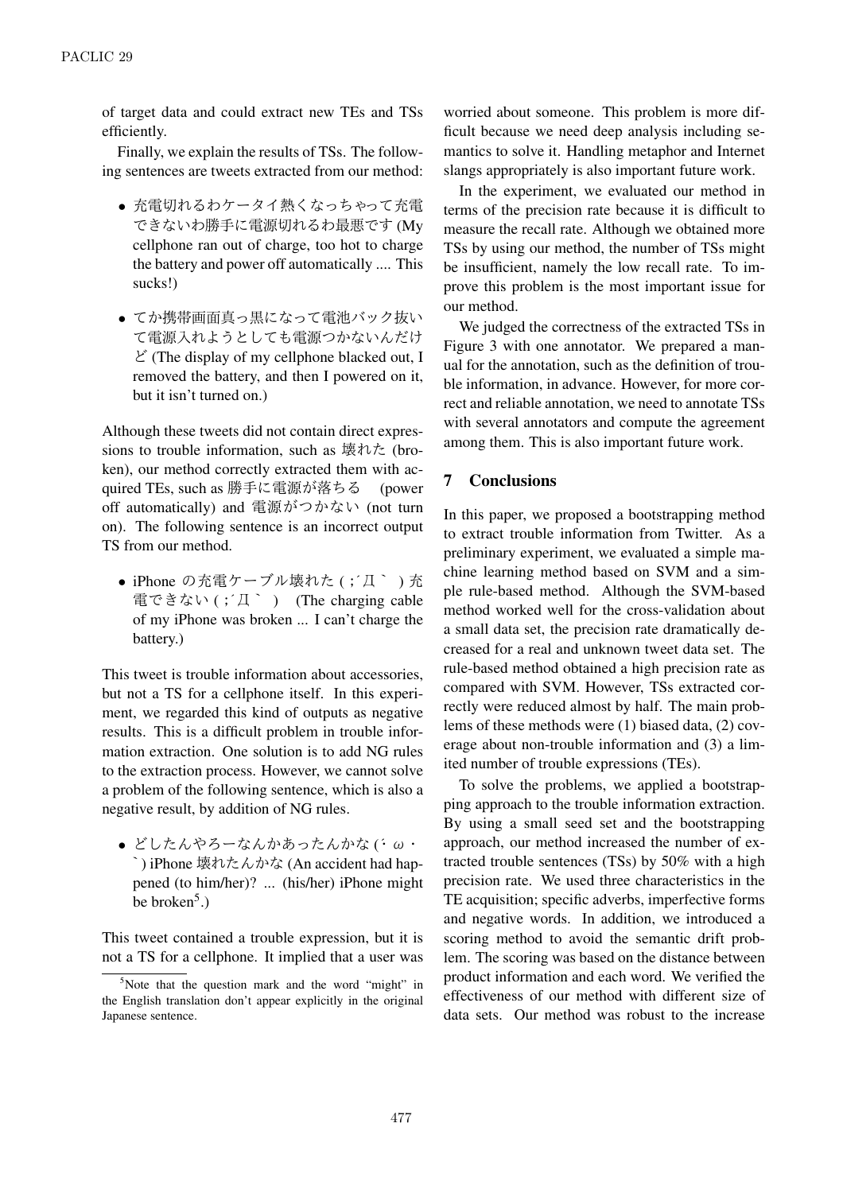of target data and could extract new TEs and TSs efficiently.

Finally, we explain the results of TSs. The following sentences are tweets extracted from our method:

- 充電切れるわケータイ熱くなっちゃって充電できないわ勝手に電源切れるわ最悪です (My cellphone ran out of charge, too hot to charge the battery and power off automatically .... This sucks!)
- てか携帯画面真っ黒になって電池パック抜いて電源入れようとしても電源つかないんだけど (The display of my cellphone blacked out, I removed the battery, and then I powered on it, but it isn't turned on.)

Although these tweets did not contain direct expressions to trouble information, such as 壊れた (broken), our method correctly extracted them with acquired TEs, such as 勝手に電源が落ちる (power off automatically) and 電源がつかない (not turn on). The following sentence is an incorrect output TS from our method.

- iPhone の充電ケーブル壊れた ( ;´Д｀ ) 充電できない ( ;´Д｀ ) (The charging cable of my iPhone was broken ... I can't charge the battery.)

This tweet is trouble information about accessories, but not a TS for a cellphone itself. In this experiment, we regarded this kind of outputs as negative results. This is a difficult problem in trouble information extraction. One solution is to add NG rules to the extraction process. However, we cannot solve a problem of the following sentence, which is also a negative result, by addition of NG rules.

- どしたんやろーなんかあったんかな (´・ω・`) iPhone 壊れたんかな (An accident had happened (to him/her)? ... (his/her) iPhone might be broken[5].)

This tweet contained a trouble expression, but it is not a TS for a cellphone. It implied that a user was worried about someone. This problem is more difficult because we need deep analysis including semantics to solve it. Handling metaphor and Internet slangs appropriately is also important future work.

In the experiment, we evaluated our method in terms of the precision rate because it is difficult to measure the recall rate. Although we obtained more TSs by using our method, the number of TSs might be insufficient, namely the low recall rate. To improve this problem is the most important issue for our method.

We judged the correctness of the extracted TSs in Figure 3 with one annotator. We prepared a manual for the annotation, such as the definition of trouble information, in advance. However, for more correct and reliable annotation, we need to annotate TSs with several annotators and compute the agreement among them. This is also important future work.

## 7 Conclusions

In this paper, we proposed a bootstrapping method to extract trouble information from Twitter. As a preliminary experiment, we evaluated a simple machine learning method based on SVM and a simple rule-based method. Although the SVM-based method worked well for the cross-validation about a small data set, the precision rate dramatically decreased for a real and unknown tweet data set. The rule-based method obtained a high precision rate as compared with SVM. However, TSs extracted correctly were reduced almost by half. The main problems of these methods were (1) biased data, (2) coverage about non-trouble information and (3) a limited number of trouble expressions (TEs).

To solve the problems, we applied a bootstrapping approach to the trouble information extraction. By using a small seed set and the bootstrapping approach, our method increased the number of extracted trouble sentences (TSs) by 50% with a high precision rate. We used three characteristics in the TE acquisition; specific adverbs, imperfective forms and negative words. In addition, we introduced a scoring method to avoid the semantic drift problem. The scoring was based on the distance between product information and each word. We verified the effectiveness of our method with different size of data sets. Our method was robust to the increase

[5] Note that the question mark and the word "might" in the English translation don't appear explicitly in the original Japanese sentence.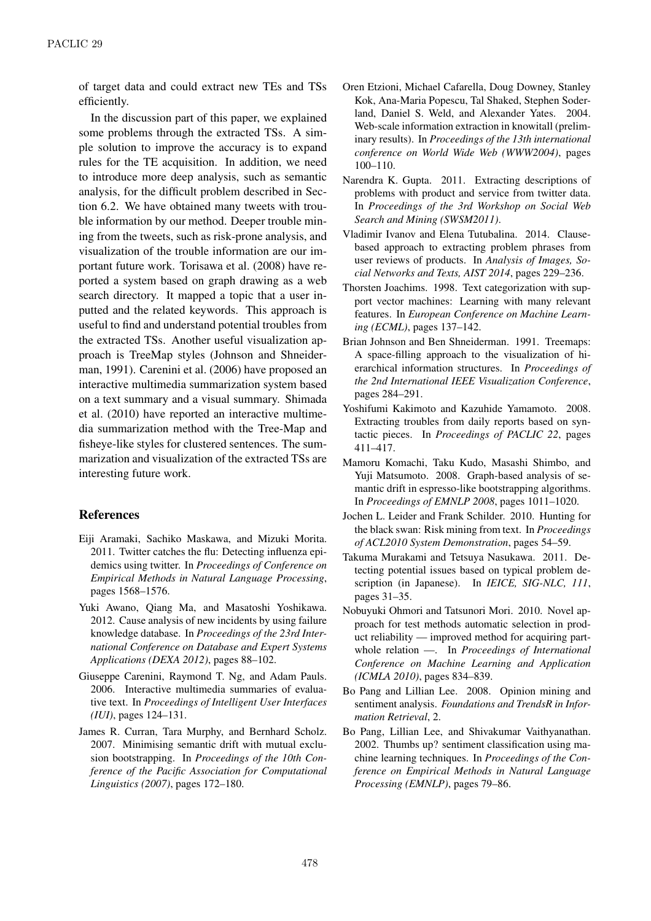of target data and could extract new TEs and TSs efficiently.

In the discussion part of this paper, we explained some problems through the extracted TSs. A simple solution to improve the accuracy is to expand rules for the TE acquisition. In addition, we need to introduce more deep analysis, such as semantic analysis, for the difficult problem described in Section 6.2. We have obtained many tweets with trouble information by our method. Deeper trouble mining from the tweets, such as risk-prone analysis, and visualization of the trouble information are our important future work. Torisawa et al. (2008) have reported a system based on graph drawing as a web search directory. It mapped a topic that a user inputted and the related keywords. This approach is useful to find and understand potential troubles from the extracted TSs. Another useful visualization approach is TreeMap styles (Johnson and Shneiderman, 1991). Carenini et al. (2006) have proposed an interactive multimedia summarization system based on a text summary and a visual summary. Shimada et al. (2010) have reported an interactive multimedia summarization method with the Tree-Map and fisheye-like styles for clustered sentences. The summarization and visualization of the extracted TSs are interesting future work.

## References

Eiji Aramaki, Sachiko Maskawa, and Mizuki Morita. 2011. Twitter catches the flu: Detecting influenza epidemics using twitter. In *Proceedings of Conference on Empirical Methods in Natural Language Processing*, pages 1568–1576.

Yuki Awano, Qiang Ma, and Masatoshi Yoshikawa. 2012. Cause analysis of new incidents by using failure knowledge database. In *Proceedings of the 23rd International Conference on Database and Expert Systems Applications (DEXA 2012)*, pages 88–102.

Giuseppe Carenini, Raymond T. Ng, and Adam Pauls. 2006. Interactive multimedia summaries of evaluative text. In *Proceedings of Intelligent User Interfaces (IUI)*, pages 124–131.

James R. Curran, Tara Murphy, and Bernhard Scholz. 2007. Minimising semantic drift with mutual exclusion bootstrapping. In *Proceedings of the 10th Conference of the Pacific Association for Computational Linguistics (2007)*, pages 172–180.

Oren Etzioni, Michael Cafarella, Doug Downey, Stanley Kok, Ana-Maria Popescu, Tal Shaked, Stephen Soderland, Daniel S. Weld, and Alexander Yates. 2004. Web-scale information extraction in knowitall (preliminary results). In *Proceedings of the 13th international conference on World Wide Web (WWW2004)*, pages 100–110.

Narendra K. Gupta. 2011. Extracting descriptions of problems with product and service from twitter data. In *Proceedings of the 3rd Workshop on Social Web Search and Mining (SWSM2011)*.

Vladimir Ivanov and Elena Tutubalina. 2014. Clause-based approach to extracting problem phrases from user reviews of products. In *Analysis of Images, Social Networks and Texts, AIST 2014*, pages 229–236.

Thorsten Joachims. 1998. Text categorization with support vector machines: Learning with many relevant features. In *European Conference on Machine Learning (ECML)*, pages 137–142.

Brian Johnson and Ben Shneiderman. 1991. Treemaps: A space-filling approach to the visualization of hierarchical information structures. In *Proceedings of the 2nd International IEEE Visualization Conference*, pages 284–291.

Yoshifumi Kakimoto and Kazuhide Yamamoto. 2008. Extracting troubles from daily reports based on syntactic pieces. In *Proceedings of PACLIC 22*, pages 411–417.

Mamoru Komachi, Taku Kudo, Masashi Shimbo, and Yuji Matsumoto. 2008. Graph-based analysis of semantic drift in espresso-like bootstrapping algorithms. In *Proceedings of EMNLP 2008*, pages 1011–1020.

Jochen L. Leider and Frank Schilder. 2010. Hunting for the black swan: Risk mining from text. In *Proceedings of ACL2010 System Demonstration*, pages 54–59.

Takuma Murakami and Tetsuya Nasukawa. 2011. Detecting potential issues based on typical problem description (in Japanese). In *IEICE, SIG-NLC, 111*, pages 31–35.

Nobuyuki Ohmori and Tatsunori Mori. 2010. Novel approach for test methods automatic selection in product reliability — improved method for acquiring part-whole relation —. In *Proceedings of International Conference on Machine Learning and Application (ICMLA 2010)*, pages 834–839.

Bo Pang and Lillian Lee. 2008. Opinion mining and sentiment analysis. *Foundations and TrendsR in Information Retrieval*, 2.

Bo Pang, Lillian Lee, and Shivakumar Vaithyanathan. 2002. Thumbs up? sentiment classification using machine learning techniques. In *Proceedings of the Conference on Empirical Methods in Natural Language Processing (EMNLP)*, pages 79–86.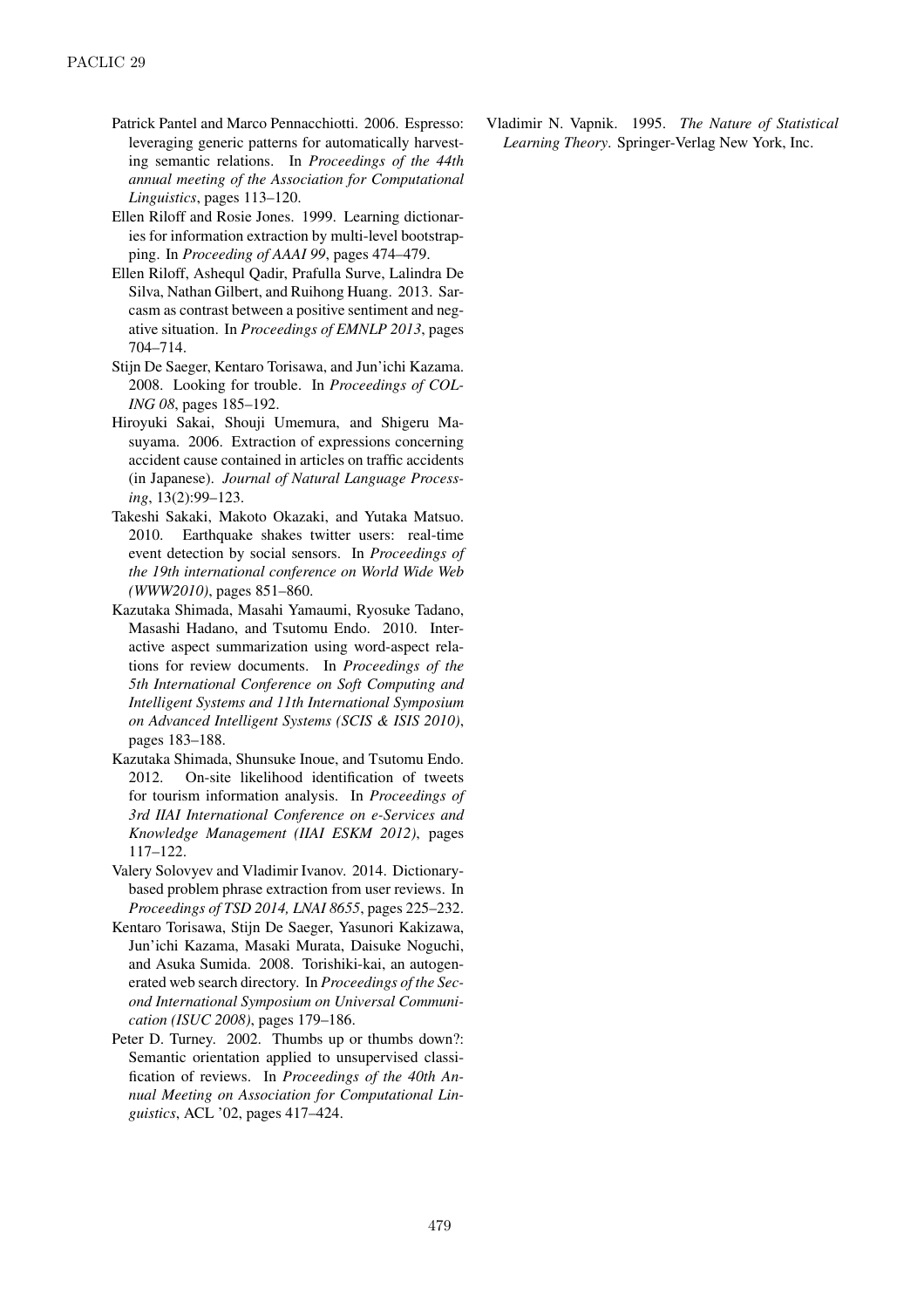Patrick Pantel and Marco Pennacchiotti. 2006. Espresso: leveraging generic patterns for automatically harvesting semantic relations. In *Proceedings of the 44th annual meeting of the Association for Computational Linguistics*, pages 113–120.

Ellen Riloff and Rosie Jones. 1999. Learning dictionaries for information extraction by multi-level bootstrapping. In *Proceeding of AAAI 99*, pages 474–479.

Ellen Riloff, Ashequl Qadir, Prafulla Surve, Lalindra De Silva, Nathan Gilbert, and Ruihong Huang. 2013. Sarcasm as contrast between a positive sentiment and negative situation. In *Proceedings of EMNLP 2013*, pages 704–714.

Stijn De Saeger, Kentaro Torisawa, and Jun'ichi Kazama. 2008. Looking for trouble. In *Proceedings of COLING 08*, pages 185–192.

Hiroyuki Sakai, Shouji Umemura, and Shigeru Masuyama. 2006. Extraction of expressions concerning accident cause contained in articles on traffic accidents (in Japanese). *Journal of Natural Language Processing*, 13(2):99–123.

Takeshi Sakaki, Makoto Okazaki, and Yutaka Matsuo. 2010. Earthquake shakes twitter users: real-time event detection by social sensors. In *Proceedings of the 19th international conference on World Wide Web (WWW2010)*, pages 851–860.

Kazutaka Shimada, Masahi Yamaumi, Ryosuke Tadano, Masashi Hadano, and Tsutomu Endo. 2010. Interactive aspect summarization using word-aspect relations for review documents. In *Proceedings of the 5th International Conference on Soft Computing and Intelligent Systems and 11th International Symposium on Advanced Intelligent Systems (SCIS & ISIS 2010)*, pages 183–188.

Kazutaka Shimada, Shunsuke Inoue, and Tsutomu Endo. 2012. On-site likelihood identification of tweets for tourism information analysis. In *Proceedings of 3rd IIAI International Conference on e-Services and Knowledge Management (IIAI ESKM 2012)*, pages 117–122.

Valery Solovyev and Vladimir Ivanov. 2014. Dictionary-based problem phrase extraction from user reviews. In *Proceedings of TSD 2014, LNAI 8655*, pages 225–232.

Kentaro Torisawa, Stijn De Saeger, Yasunori Kakizawa, Jun'ichi Kazama, Masaki Murata, Daisuke Noguchi, and Asuka Sumida. 2008. Torishiki-kai, an autogenerated web search directory. In *Proceedings of the Second International Symposium on Universal Communication (ISUC 2008)*, pages 179–186.

Peter D. Turney. 2002. Thumbs up or thumbs down?: Semantic orientation applied to unsupervised classification of reviews. In *Proceedings of the 40th Annual Meeting on Association for Computational Linguistics*, ACL '02, pages 417–424.

Vladimir N. Vapnik. 1995. *The Nature of Statistical Learning Theory*. Springer-Verlag New York, Inc.